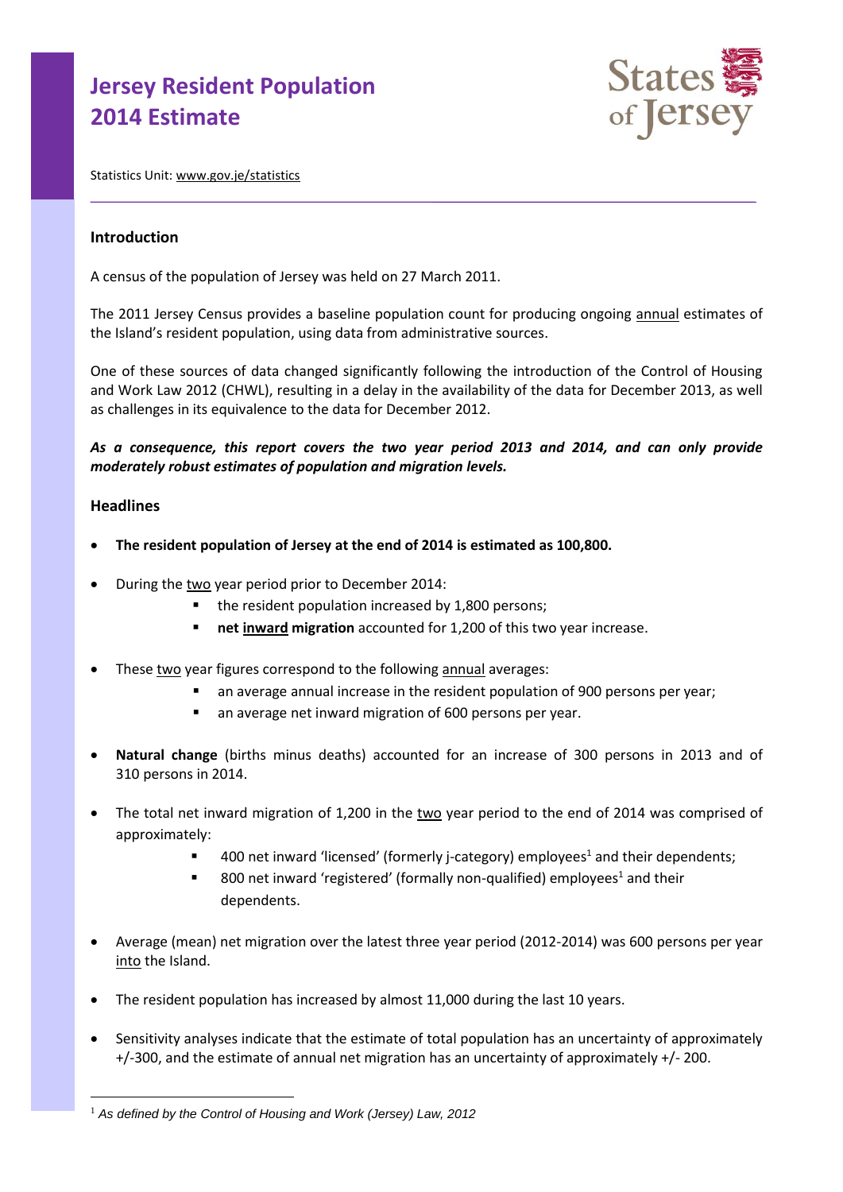# Jersey Resident Population 2014 Estimate

Statistics Unit: www.gov.je/statistics

## Introduction

A census of the population of Jersey was held on 27 March 2011.

The 2011 Jersey Census provides a baseline population count for producing ongoing annual estimates of the Island's resident population, using data from administrative sources.

One of these sources of data changed significantly following the introduction of the Control of Housing and Work Law 2012 (CHWL), resulting in a delay in the availability of the data for December 2013, as well as challenges in its equivalence to the data for December 2012.

***As a consequence, this report covers the two year period 2013 and 2014, and can only provide moderately robust estimates of population and migration levels.***

## Headlines

- **The resident population of Jersey at the end of 2014 is estimated as 100,800.**

- During the two year period prior to December 2014:
  - the resident population increased by 1,800 persons;
  - **net inward migration** accounted for 1,200 of this two year increase.

- These two year figures correspond to the following annual averages:
  - an average annual increase in the resident population of 900 persons per year;
  - an average net inward migration of 600 persons per year.

- **Natural change** (births minus deaths) accounted for an increase of 300 persons in 2013 and of 310 persons in 2014.

- The total net inward migration of 1,200 in the two year period to the end of 2014 was comprised of approximately:
  - 400 net inward 'licensed' (formerly j-category) employees[1] and their dependents;
  - 800 net inward 'registered' (formally non-qualified) employees[1] and their dependents.

- Average (mean) net migration over the latest three year period (2012-2014) was 600 persons per year into the Island.

- The resident population has increased by almost 11,000 during the last 10 years.

- Sensitivity analyses indicate that the estimate of total population has an uncertainty of approximately +/-300, and the estimate of annual net migration has an uncertainty of approximately +/- 200.

---

[1] *As defined by the Control of Housing and Work (Jersey) Law, 2012*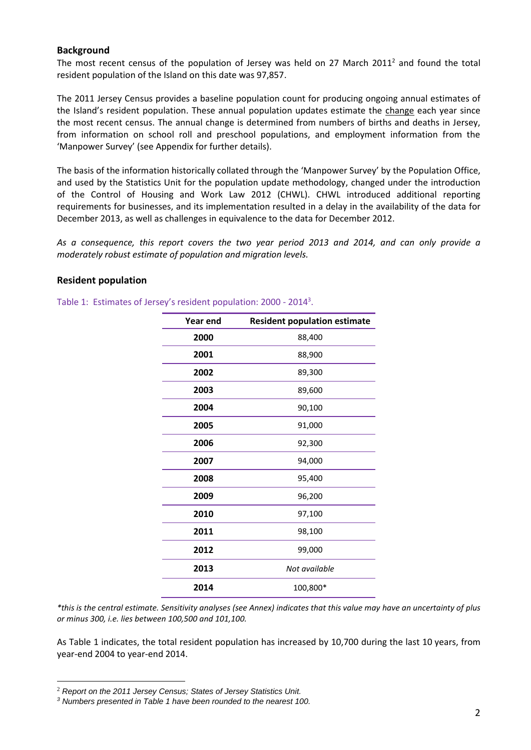## Background

The most recent census of the population of Jersey was held on 27 March 2011[2] and found the total resident population of the Island on this date was 97,857.

The 2011 Jersey Census provides a baseline population count for producing ongoing annual estimates of the Island's resident population. These annual population updates estimate the change each year since the most recent census. The annual change is determined from numbers of births and deaths in Jersey, from information on school roll and preschool populations, and employment information from the 'Manpower Survey' (see Appendix for further details).

The basis of the information historically collated through the 'Manpower Survey' by the Population Office, and used by the Statistics Unit for the population update methodology, changed under the introduction of the Control of Housing and Work Law 2012 (CHWL). CHWL introduced additional reporting requirements for businesses, and its implementation resulted in a delay in the availability of the data for December 2013, as well as challenges in equivalence to the data for December 2012.

*As a consequence, this report covers the two year period 2013 and 2014, and can only provide a moderately robust estimate of population and migration levels.*

## Resident population

Table 1: Estimates of Jersey's resident population: 2000 - 2014[3].

| Year end | Resident population estimate |
|---|---|
| **2000** | 88,400 |
| **2001** | 88,900 |
| **2002** | 89,300 |
| **2003** | 89,600 |
| **2004** | 90,100 |
| **2005** | 91,000 |
| **2006** | 92,300 |
| **2007** | 94,000 |
| **2008** | 95,400 |
| **2009** | 96,200 |
| **2010** | 97,100 |
| **2011** | 98,100 |
| **2012** | 99,000 |
| **2013** | *Not available* |
| **2014** | 100,800* |

**this is the central estimate. Sensitivity analyses (see Annex) indicates that this value may have an uncertainty of plus or minus 300, i.e. lies between 100,500 and 101,100.*

As Table 1 indicates, the total resident population has increased by 10,700 during the last 10 years, from year-end 2004 to year-end 2014.

[2] *Report on the 2011 Jersey Census; States of Jersey Statistics Unit.*

[3] *Numbers presented in Table 1 have been rounded to the nearest 100.*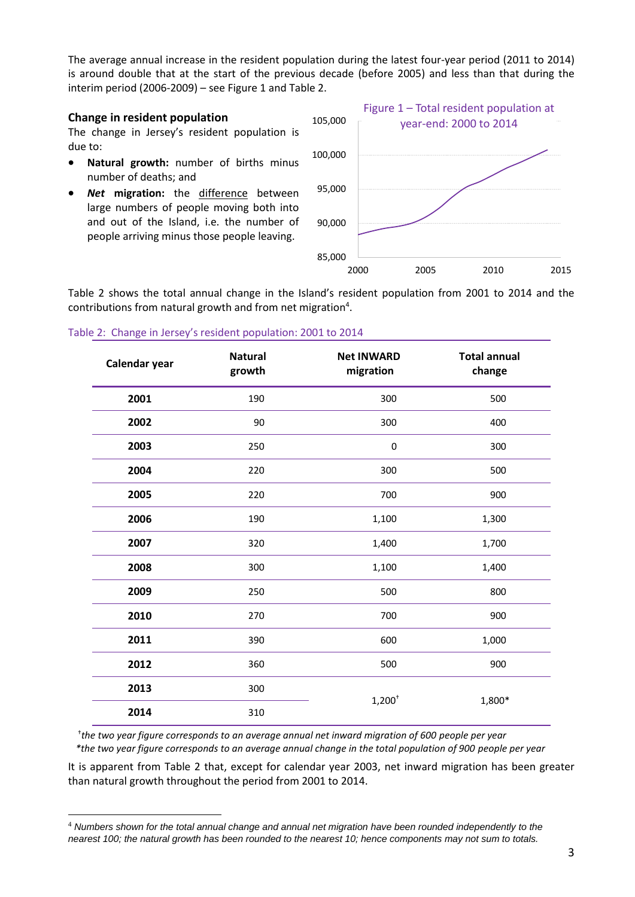The average annual increase in the resident population during the latest four-year period (2011 to 2014) is around double that at the start of the previous decade (before 2005) and less than that during the interim period (2006-2009) – see Figure 1 and Table 2.

### Change in resident population

The change in Jersey's resident population is due to:

- **Natural growth:** number of births minus number of deaths; and
- ***Net* migration:** the difference between large numbers of people moving both into and out of the Island, i.e. the number of people arriving minus those people leaving.

Figure 1 – Total resident population at year-end: 2000 to 2014

Table 2 shows the total annual change in the Island's resident population from 2001 to 2014 and the contributions from natural growth and from net migration[4].

Table 2: Change in Jersey's resident population: 2001 to 2014

| Calendar year | Natural growth | Net INWARD migration | Total annual change |
|---|---|---|---|
| **2001** | 190 | 300 | 500 |
| **2002** | 90 | 300 | 400 |
| **2003** | 250 | 0 | 300 |
| **2004** | 220 | 300 | 500 |
| **2005** | 220 | 700 | 900 |
| **2006** | 190 | 1,100 | 1,300 |
| **2007** | 320 | 1,400 | 1,700 |
| **2008** | 300 | 1,100 | 1,400 |
| **2009** | 250 | 500 | 800 |
| **2010** | 270 | 700 | 900 |
| **2011** | 390 | 600 | 1,000 |
| **2012** | 360 | 500 | 900 |
| **2013** | 300 | 1,200† | 1,800* |
| **2014** | 310 | | |

†*the two year figure corresponds to an average annual net inward migration of 600 people per year*
**the two year figure corresponds to an average annual change in the total population of 900 people per year*

It is apparent from Table 2 that, except for calendar year 2003, net inward migration has been greater than natural growth throughout the period from 2001 to 2014.

[4] *Numbers shown for the total annual change and annual net migration have been rounded independently to the nearest 100; the natural growth has been rounded to the nearest 10; hence components may not sum to totals.*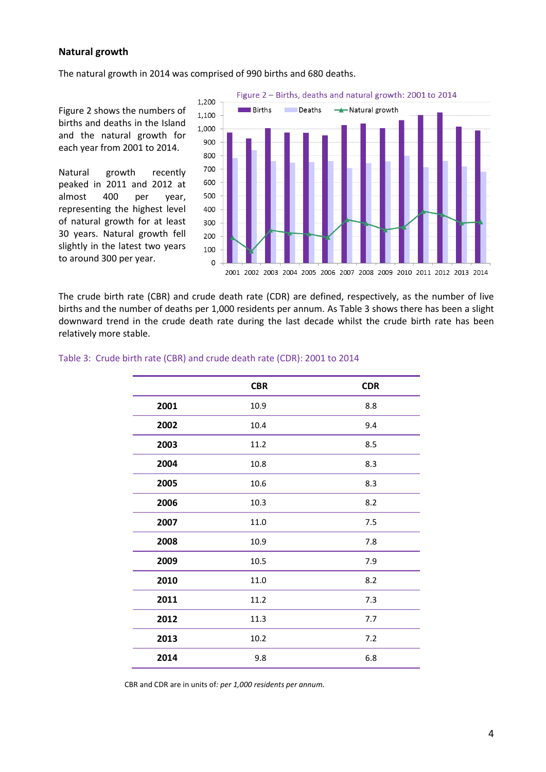### Natural growth

The natural growth in 2014 was comprised of 990 births and 680 deaths.

Figure 2 shows the numbers of births and deaths in the Island and the natural growth for each year from 2001 to 2014.

Natural growth recently peaked in 2011 and 2012 at almost 400 per year, representing the highest level of natural growth for at least 30 years. Natural growth fell slightly in the latest two years to around 300 per year.

Figure 2 – Births, deaths and natural growth: 2001 to 2014

The crude birth rate (CBR) and crude death rate (CDR) are defined, respectively, as the number of live births and the number of deaths per 1,000 residents per annum. As Table 3 shows there has been a slight downward trend in the crude death rate during the last decade whilst the crude birth rate has been relatively more stable.

Table 3: Crude birth rate (CBR) and crude death rate (CDR): 2001 to 2014

| | CBR | CDR |
|---|---|---|
| **2001** | 10.9 | 8.8 |
| **2002** | 10.4 | 9.4 |
| **2003** | 11.2 | 8.5 |
| **2004** | 10.8 | 8.3 |
| **2005** | 10.6 | 8.3 |
| **2006** | 10.3 | 8.2 |
| **2007** | 11.0 | 7.5 |
| **2008** | 10.9 | 7.8 |
| **2009** | 10.5 | 7.9 |
| **2010** | 11.0 | 8.2 |
| **2011** | 11.2 | 7.3 |
| **2012** | 11.3 | 7.7 |
| **2013** | 10.2 | 7.2 |
| **2014** | 9.8 | 6.8 |

CBR and CDR are in units of: *per 1,000 residents per annum.*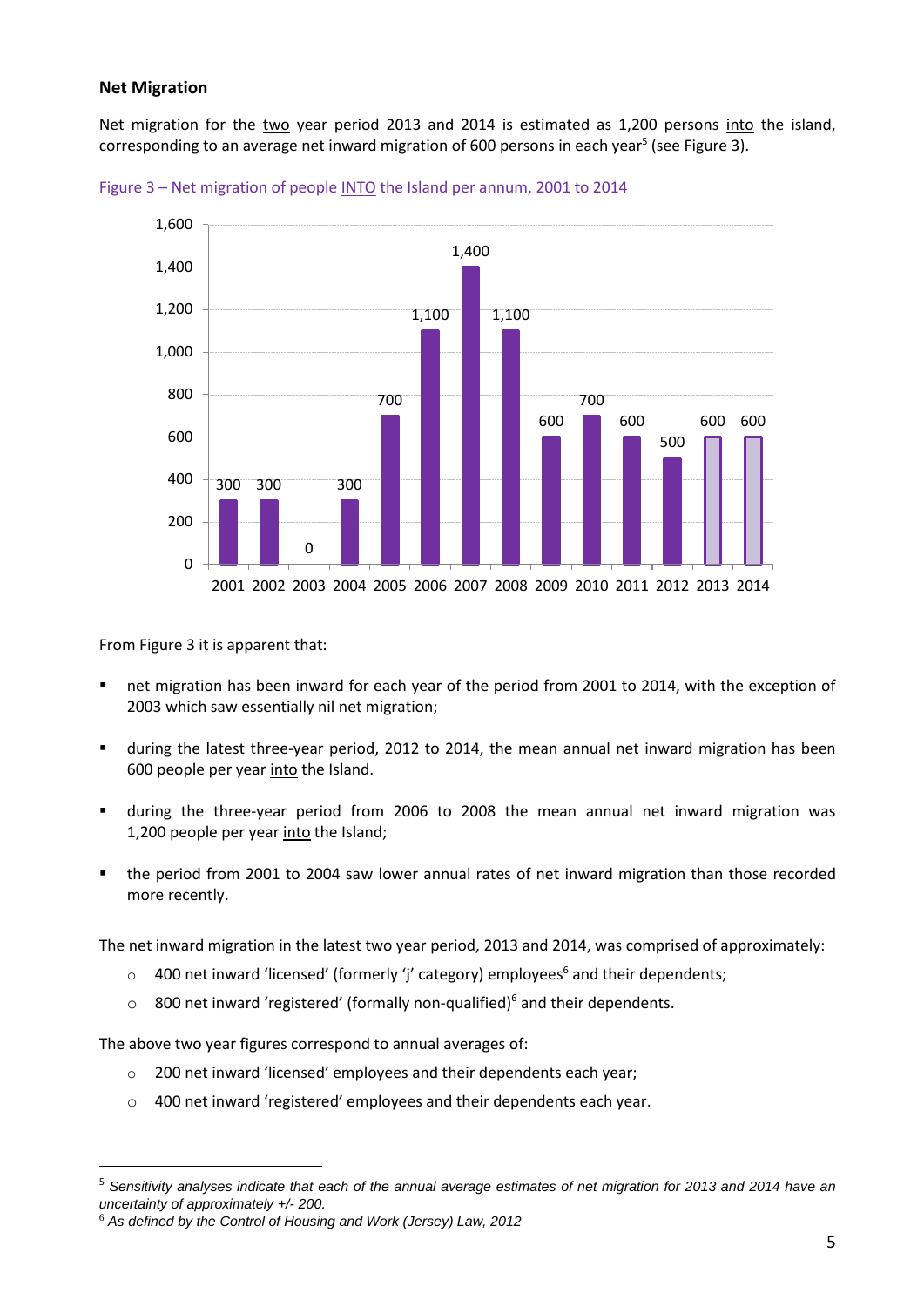### Net Migration

Net migration for the two year period 2013 and 2014 is estimated as 1,200 persons into the island, corresponding to an average net inward migration of 600 persons in each year[5] (see Figure 3).

Figure 3 – Net migration of people INTO the Island per annum, 2001 to 2014

| Year | 2001 | 2002 | 2003 | 2004 | 2005 | 2006 | 2007 | 2008 | 2009 | 2010 | 2011 | 2012 | 2013 | 2014 |
|---|---|---|---|---|---|---|---|---|---|---|---|---|---|---|
| Net migration | 300 | 300 | 0 | 300 | 700 | 1,100 | 1,400 | 1,100 | 600 | 700 | 600 | 500 | 600 | 600 |

From Figure 3 it is apparent that:

- net migration has been inward for each year of the period from 2001 to 2014, with the exception of 2003 which saw essentially nil net migration;
- during the latest three-year period, 2012 to 2014, the mean annual net inward migration has been 600 people per year into the Island.
- during the three-year period from 2006 to 2008 the mean annual net inward migration was 1,200 people per year into the Island;
- the period from 2001 to 2004 saw lower annual rates of net inward migration than those recorded more recently.

The net inward migration in the latest two year period, 2013 and 2014, was comprised of approximately:

- 400 net inward 'licensed' (formerly 'j' category) employees[6] and their dependents;
- 800 net inward 'registered' (formally non-qualified)[6] and their dependents.

The above two year figures correspond to annual averages of:

- 200 net inward 'licensed' employees and their dependents each year;
- 400 net inward 'registered' employees and their dependents each year.

---

[5] *Sensitivity analyses indicate that each of the annual average estimates of net migration for 2013 and 2014 have an uncertainty of approximately +/- 200.*

[6] *As defined by the Control of Housing and Work (Jersey) Law, 2012*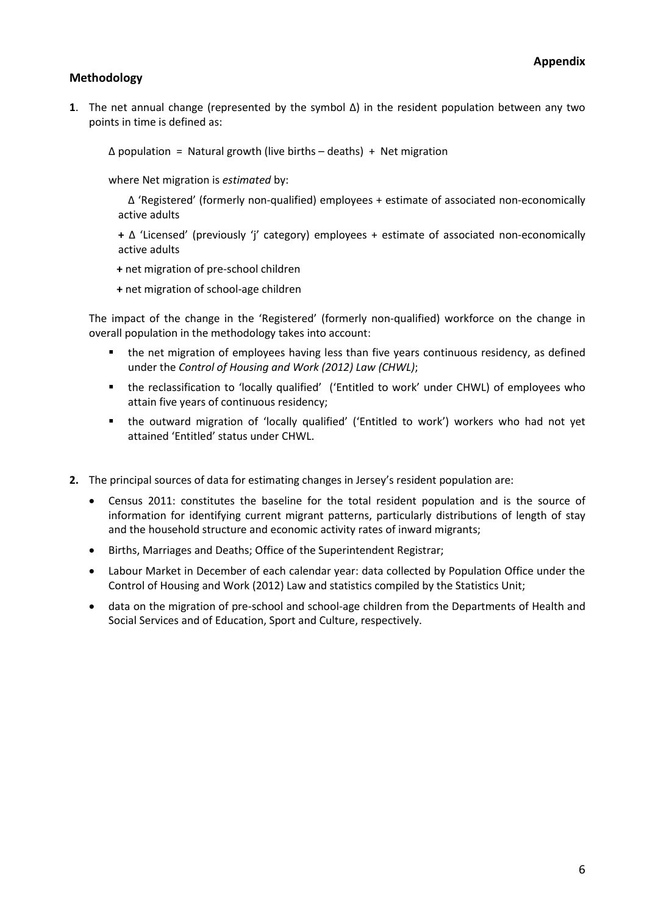**Appendix**

## Methodology

**1**. The net annual change (represented by the symbol Δ) in the resident population between any two points in time is defined as:

Δ population = Natural growth (live births – deaths) + Net migration

where Net migration is *estimated* by:

Δ 'Registered' (formerly non-qualified) employees + estimate of associated non-economically active adults

**+** Δ 'Licensed' (previously 'j' category) employees + estimate of associated non-economically active adults

**+** net migration of pre-school children

**+** net migration of school-age children

The impact of the change in the 'Registered' (formerly non-qualified) workforce on the change in overall population in the methodology takes into account:

- the net migration of employees having less than five years continuous residency, as defined under the *Control of Housing and Work (2012) Law (CHWL)*;
- the reclassification to 'locally qualified' ('Entitled to work' under CHWL) of employees who attain five years of continuous residency;
- the outward migration of 'locally qualified' ('Entitled to work') workers who had not yet attained 'Entitled' status under CHWL.

**2.** The principal sources of data for estimating changes in Jersey's resident population are:

- Census 2011: constitutes the baseline for the total resident population and is the source of information for identifying current migrant patterns, particularly distributions of length of stay and the household structure and economic activity rates of inward migrants;
- Births, Marriages and Deaths; Office of the Superintendent Registrar;
- Labour Market in December of each calendar year: data collected by Population Office under the Control of Housing and Work (2012) Law and statistics compiled by the Statistics Unit;
- data on the migration of pre-school and school-age children from the Departments of Health and Social Services and of Education, Sport and Culture, respectively.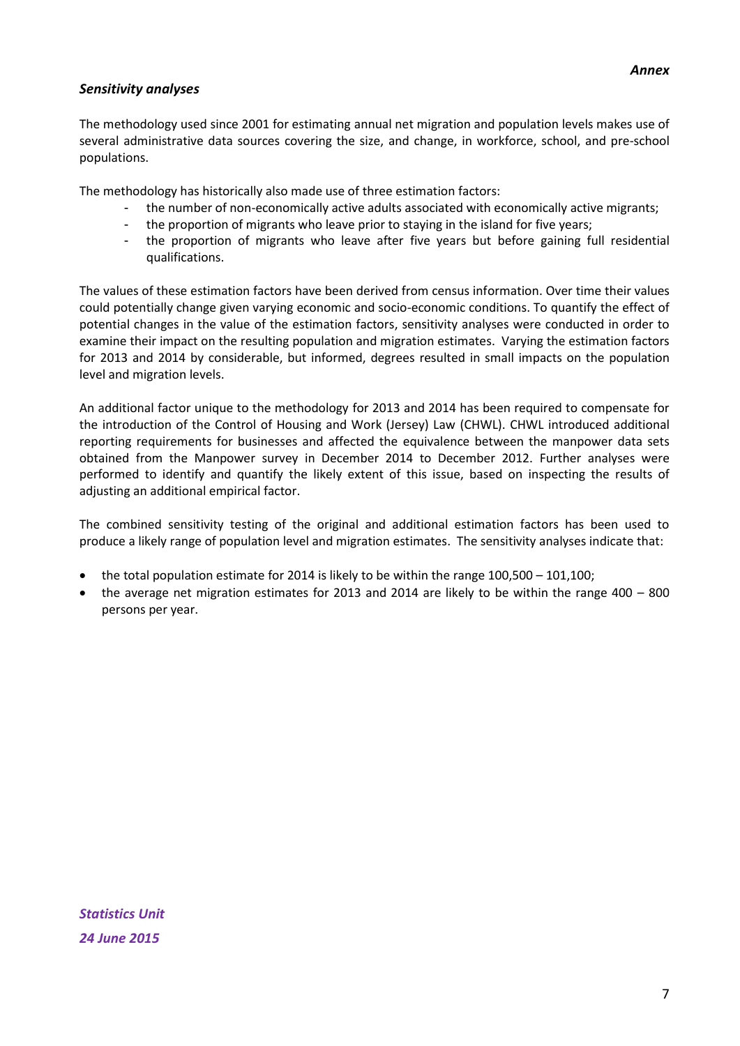*Annex*

***Sensitivity analyses***

The methodology used since 2001 for estimating annual net migration and population levels makes use of several administrative data sources covering the size, and change, in workforce, school, and pre-school populations.

The methodology has historically also made use of three estimation factors:

- the number of non-economically active adults associated with economically active migrants;
- the proportion of migrants who leave prior to staying in the island for five years;
- the proportion of migrants who leave after five years but before gaining full residential qualifications.

The values of these estimation factors have been derived from census information. Over time their values could potentially change given varying economic and socio-economic conditions. To quantify the effect of potential changes in the value of the estimation factors, sensitivity analyses were conducted in order to examine their impact on the resulting population and migration estimates. Varying the estimation factors for 2013 and 2014 by considerable, but informed, degrees resulted in small impacts on the population level and migration levels.

An additional factor unique to the methodology for 2013 and 2014 has been required to compensate for the introduction of the Control of Housing and Work (Jersey) Law (CHWL). CHWL introduced additional reporting requirements for businesses and affected the equivalence between the manpower data sets obtained from the Manpower survey in December 2014 to December 2012. Further analyses were performed to identify and quantify the likely extent of this issue, based on inspecting the results of adjusting an additional empirical factor.

The combined sensitivity testing of the original and additional estimation factors has been used to produce a likely range of population level and migration estimates. The sensitivity analyses indicate that:

- the total population estimate for 2014 is likely to be within the range 100,500 – 101,100;
- the average net migration estimates for 2013 and 2014 are likely to be within the range 400 – 800 persons per year.

***Statistics Unit***
***24 June 2015***